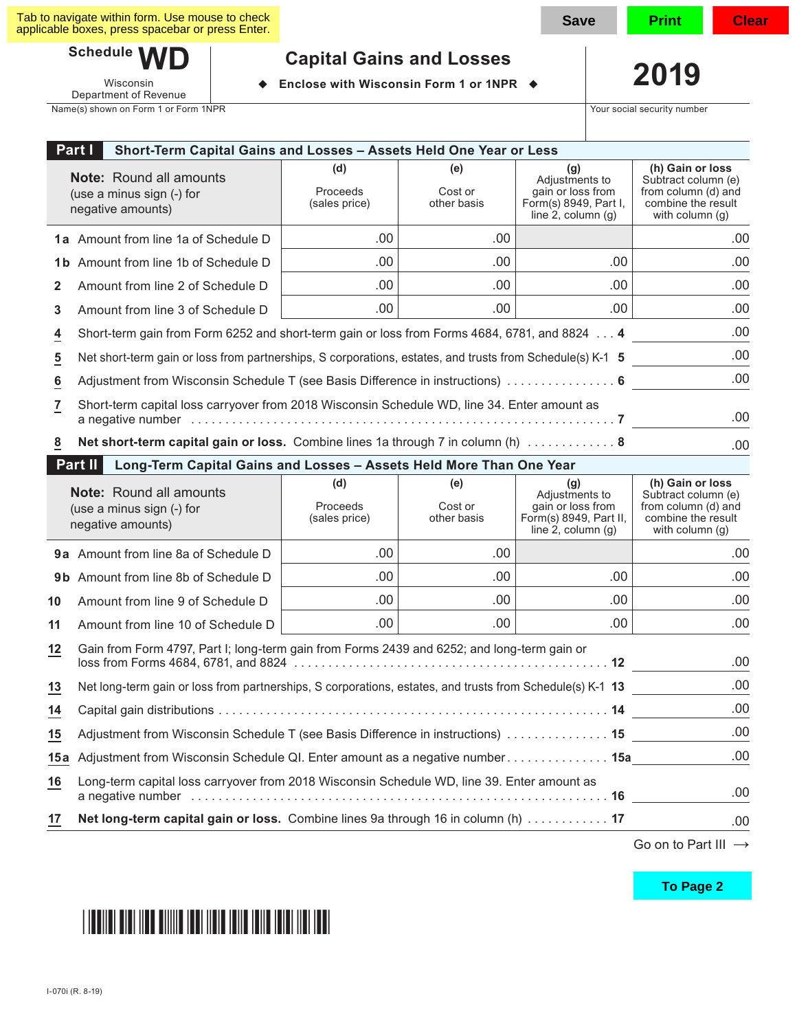Tab to navigate within form. Use mouse to check applicable boxes, press spacebar or press Enter.

Save | Print | Clear

**Schedule WD**

Wisconsin Department of Revenue

# Capital Gains and Losses

◆ **Enclose with Wisconsin Form 1 or 1NPR** ◆

**2019**

Name(s) shown on Form 1 or Form 1NPR

Your social security number

## Part I Short-Term Capital Gains and Losses – Assets Held One Year or Less

| **Note:** Round all amounts (use a minus sign (-) for negative amounts) | (d) Proceeds (sales price) | (e) Cost or other basis | (g) Adjustments to gain or loss from Form(s) 8949, Part I, line 2, column (g) | (h) Gain or loss Subtract column (e) from column (d) and combine the result with column (g) |
|---|---|---|---|---|
| 1a Amount from line 1a of Schedule D | .00 | .00 | | .00 |
| 1b Amount from line 1b of Schedule D | .00 | .00 | .00 | .00 |
| 2 Amount from line 2 of Schedule D | .00 | .00 | .00 | .00 |
| 3 Amount from line 3 of Schedule D | .00 | .00 | .00 | .00 |

| | |
|---|---|
| 4 Short-term gain from Form 6252 and short-term gain or loss from Forms 4684, 6781, and 8824 . . . 4 | .00 |
| 5 Net short-term gain or loss from partnerships, S corporations, estates, and trusts from Schedule(s) K-1 5 | .00 |
| 6 Adjustment from Wisconsin Schedule T (see Basis Difference in instructions) . . . . . . . . . . . . . . . . 6 | .00 |
| 7 Short-term capital loss carryover from 2018 Wisconsin Schedule WD, line 34. Enter amount as a negative number . . . . . . . . . . 7 | .00 |
| 8 **Net short-term capital gain or loss.** Combine lines 1a through 7 in column (h) . . . . . . . . . . . . . 8 | .00 |

## Part II Long-Term Capital Gains and Losses – Assets Held More Than One Year

| **Note:** Round all amounts (use a minus sign (-) for negative amounts) | (d) Proceeds (sales price) | (e) Cost or other basis | (g) Adjustments to gain or loss from Form(s) 8949, Part II, line 2, column (g) | (h) Gain or loss Subtract column (e) from column (d) and combine the result with column (g) |
|---|---|---|---|---|
| 9a Amount from line 8a of Schedule D | .00 | .00 | | .00 |
| 9b Amount from line 8b of Schedule D | .00 | .00 | .00 | .00 |
| 10 Amount from line 9 of Schedule D | .00 | .00 | .00 | .00 |
| 11 Amount from line 10 of Schedule D | .00 | .00 | .00 | .00 |

| | |
|---|---|
| 12 Gain from Form 4797, Part I; long-term gain from Forms 2439 and 6252; and long-term gain or loss from Forms 4684, 6781, and 8824 . . . . . . . . . . 12 | .00 |
| 13 Net long-term gain or loss from partnerships, S corporations, estates, and trusts from Schedule(s) K-1 13 | .00 |
| 14 Capital gain distributions . . . . . . . . . . 14 | .00 |
| 15 Adjustment from Wisconsin Schedule T (see Basis Difference in instructions) . . . . . . . . . . . . . . . 15 | .00 |
| 15a Adjustment from Wisconsin Schedule QI. Enter amount as a negative number. . . . . . . . . . . . . . . 15a | .00 |
| 16 Long-term capital loss carryover from 2018 Wisconsin Schedule WD, line 39. Enter amount as a negative number . . . . . . . . . . 16 | .00 |
| 17 **Net long-term capital gain or loss.** Combine lines 9a through 16 in column (h) . . . . . . . . . . . . 17 | .00 |

Go on to Part III →

To Page 2

I-070i (R. 8-19)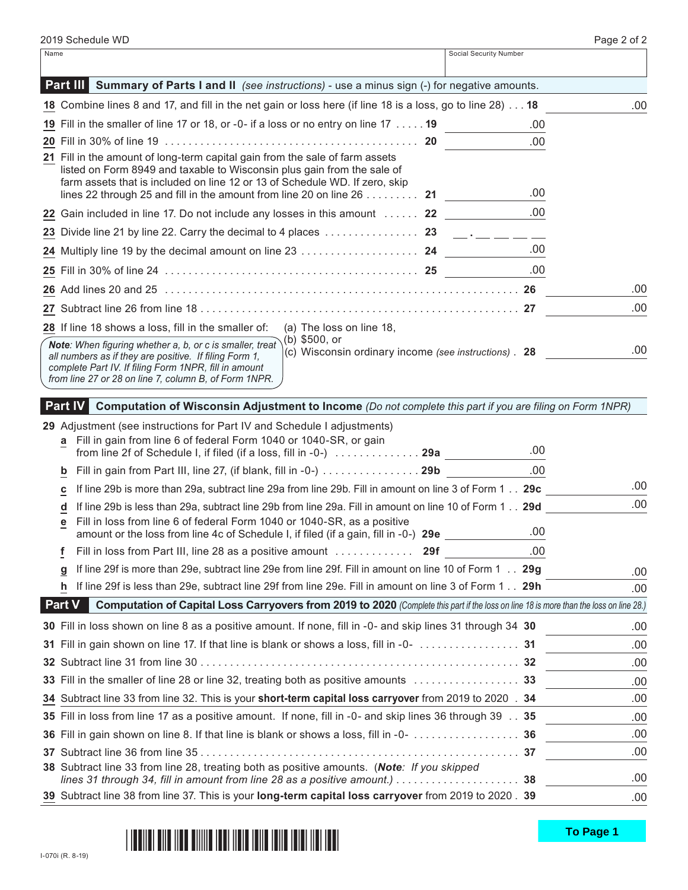2019 Schedule WD

| Name | Social Security Number |
|---|---|
| | |

## Part III Summary of Parts I and II *(see instructions)* - use a minus sign (-) for negative amounts.

**18** Combine lines 8 and 17, and fill in the net gain or loss here (if line 18 is a loss, go to line 28) . . . **18** .00

**19** Fill in the smaller of line 17 or 18, or -0- if a loss or no entry on line 17 . . . . . **19** .00

**20** Fill in 30% of line 19 . . . . . **20** .00

**21** Fill in the amount of long-term capital gain from the sale of farm assets listed on Form 8949 and taxable to Wisconsin plus gain from the sale of farm assets that is included on line 12 or 13 of Schedule WD. If zero, skip lines 22 through 25 and fill in the amount from line 20 on line 26 . . . . . **21** .00

**22** Gain included in line 17. Do not include any losses in this amount . . . . . **22** .00

**23** Divide line 21 by line 22. Carry the decimal to 4 places . . . . . **23** __ . __ __ __ __

**24** Multiply line 19 by the decimal amount on line 23 . . . . . **24** .00

**25** Fill in 30% of line 24 . . . . . **25** .00

**26** Add lines 20 and 25 . . . . . **26** .00

**27** Subtract line 26 from line 18 . . . . . **27** .00

**28** If line 18 shows a loss, fill in the smaller of: (a) The loss on line 18, (b) $500, or (c) Wisconsin ordinary income *(see instructions)* . **28** .00

> ***Note**: When figuring whether a, b, or c is smaller, treat all numbers as if they are positive. If filing Form 1, complete Part IV. If filing Form 1NPR, fill in amount from line 27 or 28 on line 7, column B, of Form 1NPR.*

## Part IV Computation of Wisconsin Adjustment to Income *(Do not complete this part if you are filing on Form 1NPR)*

**29** Adjustment (see instructions for Part IV and Schedule I adjustments)

**a** Fill in gain from line 6 of federal Form 1040 or 1040-SR, or gain from line 2f of Schedule I, if filed (if a loss, fill in -0-) . . . . . **29a** .00

**b** Fill in gain from Part III, line 27, (if blank, fill in -0-) . . . . . **29b** .00

**c** If line 29b is more than 29a, subtract line 29a from line 29b. Fill in amount on line 3 of Form 1 . . **29c** .00

**d** If line 29b is less than 29a, subtract line 29b from line 29a. Fill in amount on line 10 of Form 1 . . **29d** .00

**e** Fill in loss from line 6 of federal Form 1040 or 1040-SR, as a positive amount or the loss from line 4c of Schedule I, if filed (if a gain, fill in -0-) **29e** .00

**f** Fill in loss from Part III, line 28 as a positive amount . . . . . **29f** .00

**g** If line 29f is more than 29e, subtract line 29e from line 29f. Fill in amount on line 10 of Form 1 . . **29g** .00

**h** If line 29f is less than 29e, subtract line 29f from line 29e. Fill in amount on line 3 of Form 1 . . **29h** .00

## Part V Computation of Capital Loss Carryovers from 2019 to 2020 *(Complete this part if the loss on line 18 is more than the loss on line 28.)*

**30** Fill in loss shown on line 8 as a positive amount. If none, fill in -0- and skip lines 31 through 34 **30** .00

**31** Fill in gain shown on line 17. If that line is blank or shows a loss, fill in -0- . . . . . **31** .00

**32** Subtract line 31 from line 30 . . . . . **32** .00

**33** Fill in the smaller of line 28 or line 32, treating both as positive amounts . . . . . **33** .00

**34** Subtract line 33 from line 32. This is your **short-term capital loss carryover** from 2019 to 2020 . **34** .00

**35** Fill in loss from line 17 as a positive amount. If none, fill in -0- and skip lines 36 through 39 . . **35** .00

**36** Fill in gain shown on line 8. If that line is blank or shows a loss, fill in -0- . . . . . **36** .00

**37** Subtract line 36 from line 35 . . . . . **37** .00

**38** Subtract line 33 from line 28, treating both as positive amounts. (***Note**: If you skipped lines 31 through 34, fill in amount from line 28 as a positive amount.)* . . . . . **38** .00

**39** Subtract line 38 from line 37. This is your **long-term capital loss carryover** from 2019 to 2020 . **39** .00

To Page 1

I-070i (R. 8-19)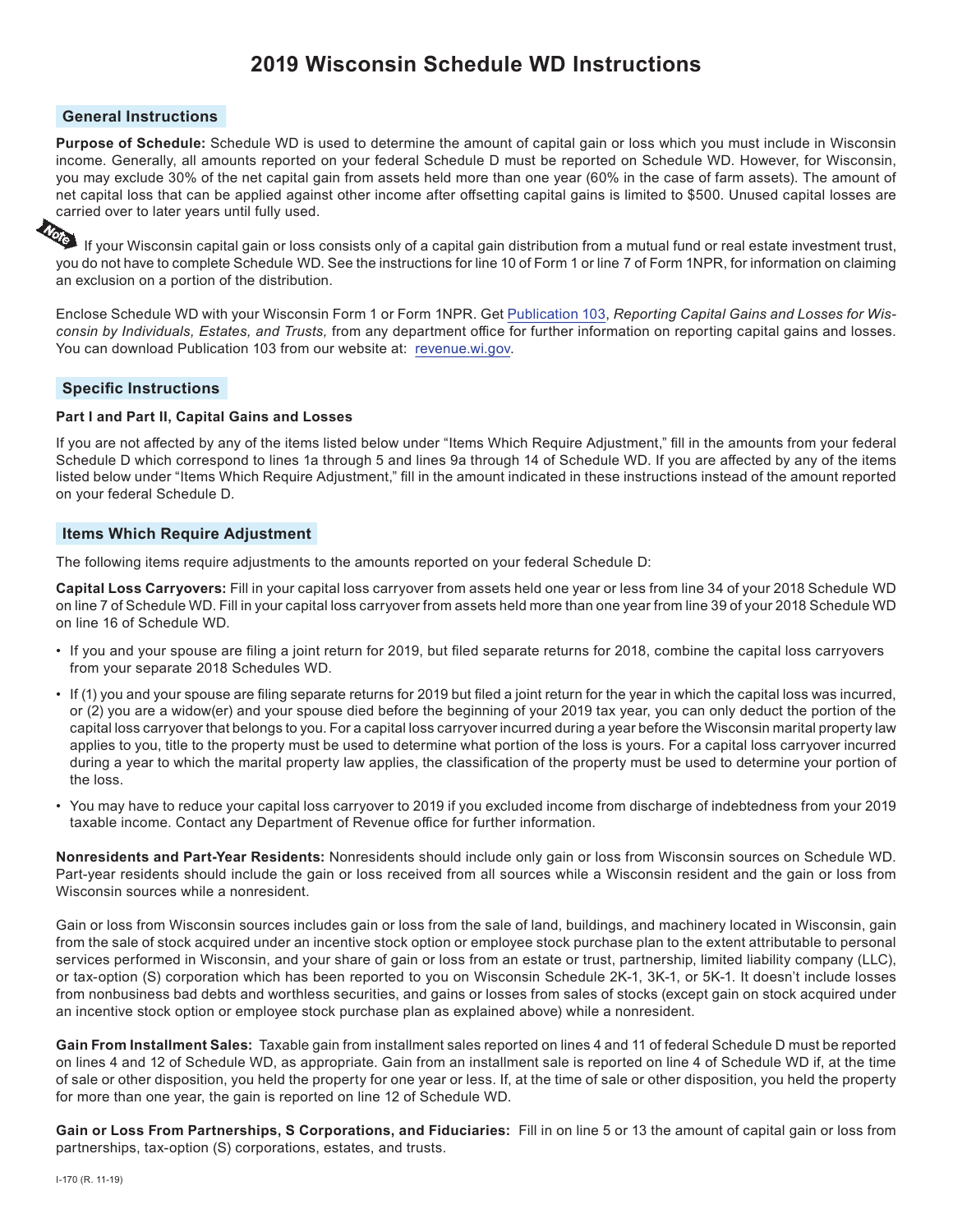// The footer "I-170 (R. 11-19)" has been omitted. It is a form number that probably repeats on every page.
# 2019 Wisconsin Schedule WD Instructions

## General Instructions

**Purpose of Schedule:** Schedule WD is used to determine the amount of capital gain or loss which you must include in Wisconsin income. Generally, all amounts reported on your federal Schedule D must be reported on Schedule WD. However, for Wisconsin, you may exclude 30% of the net capital gain from assets held more than one year (60% in the case of farm assets). The amount of net capital loss that can be applied against other income after offsetting capital gains is limited to $500. Unused capital losses are carried over to later years until fully used.

**Note** If your Wisconsin capital gain or loss consists only of a capital gain distribution from a mutual fund or real estate investment trust, you do not have to complete Schedule WD. See the instructions for line 10 of Form 1 or line 7 of Form 1NPR, for information on claiming an exclusion on a portion of the distribution.

Enclose Schedule WD with your Wisconsin Form 1 or Form 1NPR. Get Publication 103, *Reporting Capital Gains and Losses for Wisconsin by Individuals, Estates, and Trusts,* from any department office for further information on reporting capital gains and losses. You can download Publication 103 from our website at: revenue.wi.gov.

## Specific Instructions

### Part I and Part II, Capital Gains and Losses

If you are not affected by any of the items listed below under "Items Which Require Adjustment," fill in the amounts from your federal Schedule D which correspond to lines 1a through 5 and lines 9a through 14 of Schedule WD. If you are affected by any of the items listed below under "Items Which Require Adjustment," fill in the amount indicated in these instructions instead of the amount reported on your federal Schedule D.

## Items Which Require Adjustment

The following items require adjustments to the amounts reported on your federal Schedule D:

**Capital Loss Carryovers:** Fill in your capital loss carryover from assets held one year or less from line 34 of your 2018 Schedule WD on line 7 of Schedule WD. Fill in your capital loss carryover from assets held more than one year from line 39 of your 2018 Schedule WD on line 16 of Schedule WD.

- If you and your spouse are filing a joint return for 2019, but filed separate returns for 2018, combine the capital loss carryovers from your separate 2018 Schedules WD.
- If (1) you and your spouse are filing separate returns for 2019 but filed a joint return for the year in which the capital loss was incurred, or (2) you are a widow(er) and your spouse died before the beginning of your 2019 tax year, you can only deduct the portion of the capital loss carryover that belongs to you. For a capital loss carryover incurred during a year before the Wisconsin marital property law applies to you, title to the property must be used to determine what portion of the loss is yours. For a capital loss carryover incurred during a year to which the marital property law applies, the classification of the property must be used to determine your portion of the loss.
- You may have to reduce your capital loss carryover to 2019 if you excluded income from discharge of indebtedness from your 2019 taxable income. Contact any Department of Revenue office for further information.

**Nonresidents and Part-Year Residents:** Nonresidents should include only gain or loss from Wisconsin sources on Schedule WD. Part-year residents should include the gain or loss received from all sources while a Wisconsin resident and the gain or loss from Wisconsin sources while a nonresident.

Gain or loss from Wisconsin sources includes gain or loss from the sale of land, buildings, and machinery located in Wisconsin, gain from the sale of stock acquired under an incentive stock option or employee stock purchase plan to the extent attributable to personal services performed in Wisconsin, and your share of gain or loss from an estate or trust, partnership, limited liability company (LLC), or tax-option (S) corporation which has been reported to you on Wisconsin Schedule 2K-1, 3K-1, or 5K-1. It doesn't include losses from nonbusiness bad debts and worthless securities, and gains or losses from sales of stocks (except gain on stock acquired under an incentive stock option or employee stock purchase plan as explained above) while a nonresident.

**Gain From Installment Sales:** Taxable gain from installment sales reported on lines 4 and 11 of federal Schedule D must be reported on lines 4 and 12 of Schedule WD, as appropriate. Gain from an installment sale is reported on line 4 of Schedule WD if, at the time of sale or other disposition, you held the property for one year or less. If, at the time of sale or other disposition, you held the property for more than one year, the gain is reported on line 12 of Schedule WD.

**Gain or Loss From Partnerships, S Corporations, and Fiduciaries:** Fill in on line 5 or 13 the amount of capital gain or loss from partnerships, tax-option (S) corporations, estates, and trusts.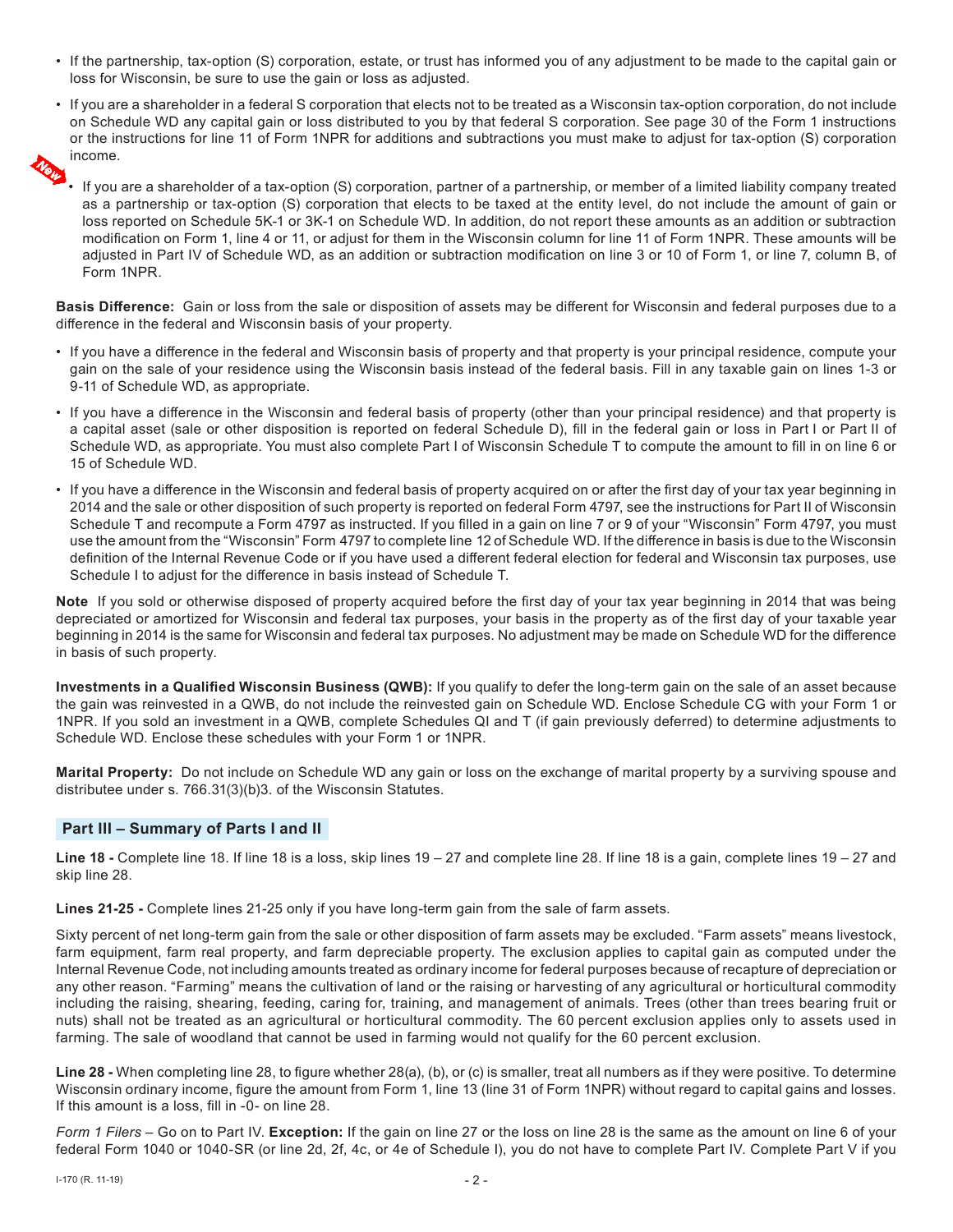- If the partnership, tax-option (S) corporation, estate, or trust has informed you of any adjustment to be made to the capital gain or loss for Wisconsin, be sure to use the gain or loss as adjusted.
- If you are a shareholder in a federal S corporation that elects not to be treated as a Wisconsin tax-option corporation, do not include on Schedule WD any capital gain or loss distributed to you by that federal S corporation. See page 30 of the Form 1 instructions or the instructions for line 11 of Form 1NPR for additions and subtractions you must make to adjust for tax-option (S) corporation income.
- New If you are a shareholder of a tax-option (S) corporation, partner of a partnership, or member of a limited liability company treated as a partnership or tax-option (S) corporation that elects to be taxed at the entity level, do not include the amount of gain or loss reported on Schedule 5K-1 or 3K-1 on Schedule WD. In addition, do not report these amounts as an addition or subtraction modification on Form 1, line 4 or 11, or adjust for them in the Wisconsin column for line 11 of Form 1NPR. These amounts will be adjusted in Part IV of Schedule WD, as an addition or subtraction modification on line 3 or 10 of Form 1, or line 7, column B, of Form 1NPR.

**Basis Difference:** Gain or loss from the sale or disposition of assets may be different for Wisconsin and federal purposes due to a difference in the federal and Wisconsin basis of your property.

- If you have a difference in the federal and Wisconsin basis of property and that property is your principal residence, compute your gain on the sale of your residence using the Wisconsin basis instead of the federal basis. Fill in any taxable gain on lines 1-3 or 9-11 of Schedule WD, as appropriate.
- If you have a difference in the Wisconsin and federal basis of property (other than your principal residence) and that property is a capital asset (sale or other disposition is reported on federal Schedule D), fill in the federal gain or loss in Part I or Part II of Schedule WD, as appropriate. You must also complete Part I of Wisconsin Schedule T to compute the amount to fill in on line 6 or 15 of Schedule WD.
- If you have a difference in the Wisconsin and federal basis of property acquired on or after the first day of your tax year beginning in 2014 and the sale or other disposition of such property is reported on federal Form 4797, see the instructions for Part II of Wisconsin Schedule T and recompute a Form 4797 as instructed. If you filled in a gain on line 7 or 9 of your "Wisconsin" Form 4797, you must use the amount from the "Wisconsin" Form 4797 to complete line 12 of Schedule WD. If the difference in basis is due to the Wisconsin definition of the Internal Revenue Code or if you have used a different federal election for federal and Wisconsin tax purposes, use Schedule I to adjust for the difference in basis instead of Schedule T.

**Note** If you sold or otherwise disposed of property acquired before the first day of your tax year beginning in 2014 that was being depreciated or amortized for Wisconsin and federal tax purposes, your basis in the property as of the first day of your taxable year beginning in 2014 is the same for Wisconsin and federal tax purposes. No adjustment may be made on Schedule WD for the difference in basis of such property.

**Investments in a Qualified Wisconsin Business (QWB):** If you qualify to defer the long-term gain on the sale of an asset because the gain was reinvested in a QWB, do not include the reinvested gain on Schedule WD. Enclose Schedule CG with your Form 1 or 1NPR. If you sold an investment in a QWB, complete Schedules QI and T (if gain previously deferred) to determine adjustments to Schedule WD. Enclose these schedules with your Form 1 or 1NPR.

**Marital Property:** Do not include on Schedule WD any gain or loss on the exchange of marital property by a surviving spouse and distributee under s. 766.31(3)(b)3. of the Wisconsin Statutes.

## Part III – Summary of Parts I and II

**Line 18 -** Complete line 18. If line 18 is a loss, skip lines 19 – 27 and complete line 28. If line 18 is a gain, complete lines 19 – 27 and skip line 28.

**Lines 21-25 -** Complete lines 21-25 only if you have long-term gain from the sale of farm assets.

Sixty percent of net long-term gain from the sale or other disposition of farm assets may be excluded. "Farm assets" means livestock, farm equipment, farm real property, and farm depreciable property. The exclusion applies to capital gain as computed under the Internal Revenue Code, not including amounts treated as ordinary income for federal purposes because of recapture of depreciation or any other reason. "Farming" means the cultivation of land or the raising or harvesting of any agricultural or horticultural commodity including the raising, shearing, feeding, caring for, training, and management of animals. Trees (other than trees bearing fruit or nuts) shall not be treated as an agricultural or horticultural commodity. The 60 percent exclusion applies only to assets used in farming. The sale of woodland that cannot be used in farming would not qualify for the 60 percent exclusion.

**Line 28 -** When completing line 28, to figure whether 28(a), (b), or (c) is smaller, treat all numbers as if they were positive. To determine Wisconsin ordinary income, figure the amount from Form 1, line 13 (line 31 of Form 1NPR) without regard to capital gains and losses. If this amount is a loss, fill in -0- on line 28.

*Form 1 Filers* – Go on to Part IV. **Exception:** If the gain on line 27 or the loss on line 28 is the same as the amount on line 6 of your federal Form 1040 or 1040-SR (or line 2d, 2f, 4c, or 4e of Schedule I), you do not have to complete Part IV. Complete Part V if you

I-170 (R. 11-19)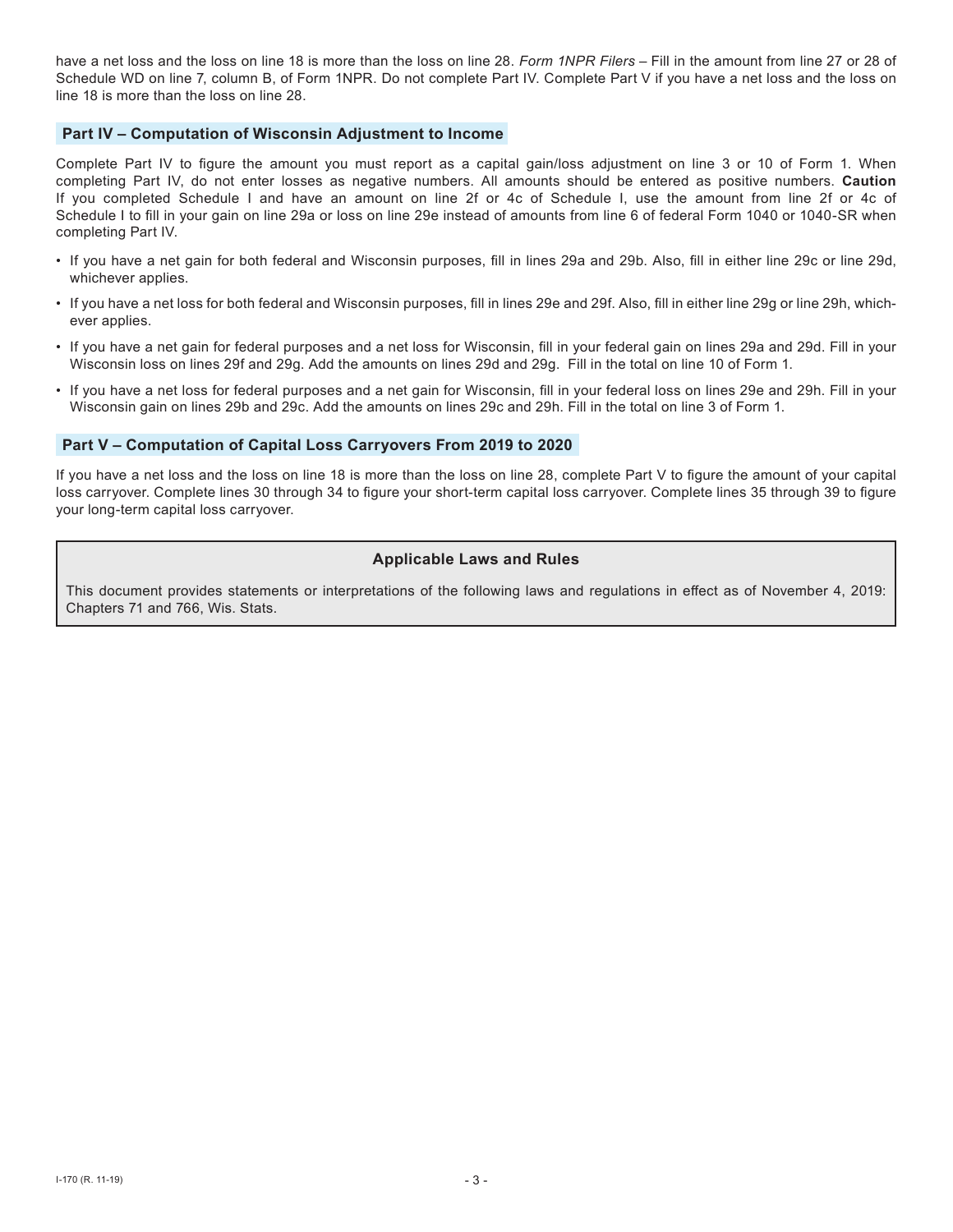have a net loss and the loss on line 18 is more than the loss on line 28. *Form 1NPR Filers* – Fill in the amount from line 27 or 28 of Schedule WD on line 7, column B, of Form 1NPR. Do not complete Part IV. Complete Part V if you have a net loss and the loss on line 18 is more than the loss on line 28.

## Part IV – Computation of Wisconsin Adjustment to Income

Complete Part IV to figure the amount you must report as a capital gain/loss adjustment on line 3 or 10 of Form 1. When completing Part IV, do not enter losses as negative numbers. All amounts should be entered as positive numbers. **Caution** If you completed Schedule I and have an amount on line 2f or 4c of Schedule I, use the amount from line 2f or 4c of Schedule I to fill in your gain on line 29a or loss on line 29e instead of amounts from line 6 of federal Form 1040 or 1040-SR when completing Part IV.

- If you have a net gain for both federal and Wisconsin purposes, fill in lines 29a and 29b. Also, fill in either line 29c or line 29d, whichever applies.
- If you have a net loss for both federal and Wisconsin purposes, fill in lines 29e and 29f. Also, fill in either line 29g or line 29h, whichever applies.
- If you have a net gain for federal purposes and a net loss for Wisconsin, fill in your federal gain on lines 29a and 29d. Fill in your Wisconsin loss on lines 29f and 29g. Add the amounts on lines 29d and 29g. Fill in the total on line 10 of Form 1.
- If you have a net loss for federal purposes and a net gain for Wisconsin, fill in your federal loss on lines 29e and 29h. Fill in your Wisconsin gain on lines 29b and 29c. Add the amounts on lines 29c and 29h. Fill in the total on line 3 of Form 1.

## Part V – Computation of Capital Loss Carryovers From 2019 to 2020

If you have a net loss and the loss on line 18 is more than the loss on line 28, complete Part V to figure the amount of your capital loss carryover. Complete lines 30 through 34 to figure your short-term capital loss carryover. Complete lines 35 through 39 to figure your long-term capital loss carryover.

### Applicable Laws and Rules

This document provides statements or interpretations of the following laws and regulations in effect as of November 4, 2019: Chapters 71 and 766, Wis. Stats.

I-170 (R. 11-19)